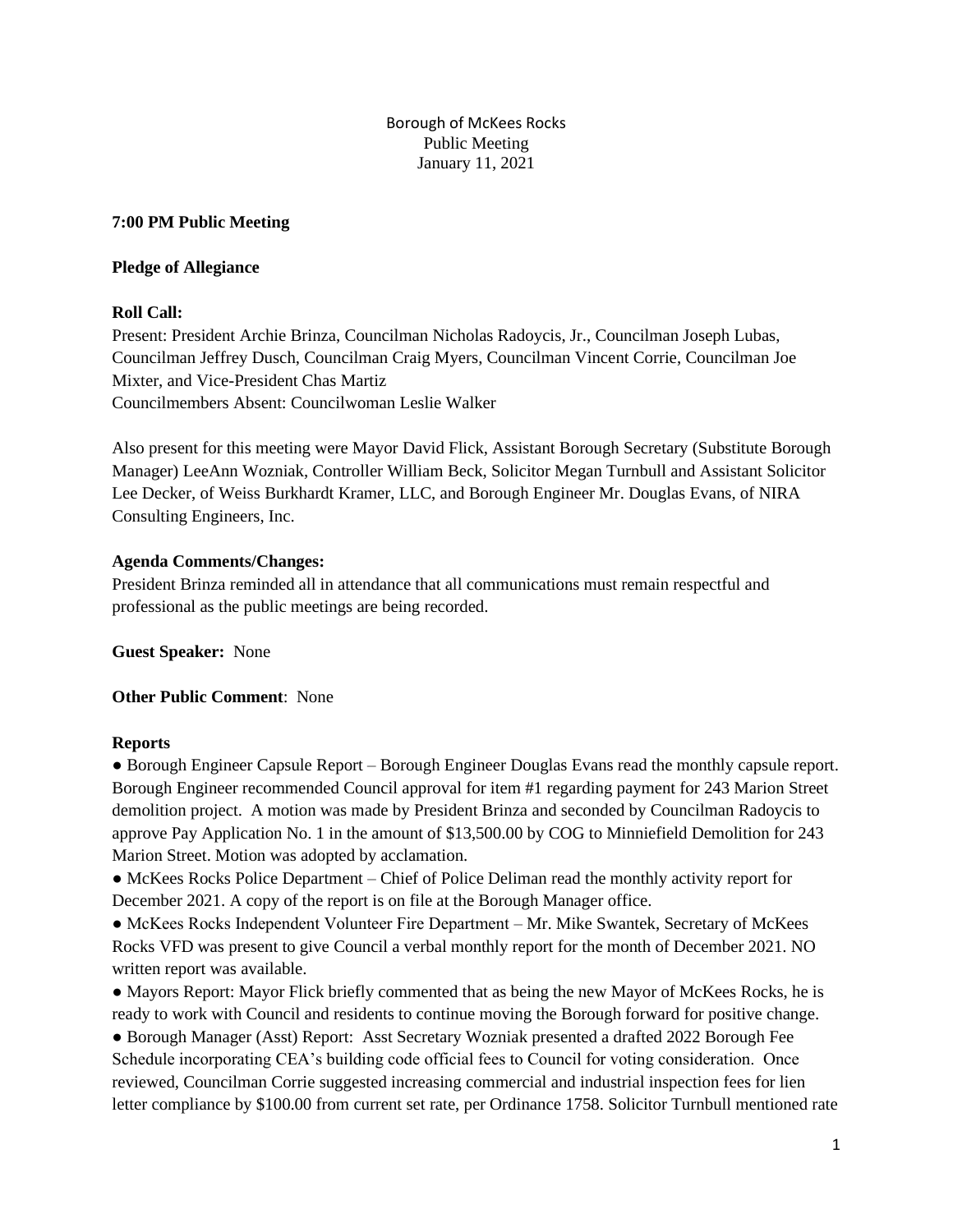Borough of McKees Rocks
Public Meeting
January 11, 2021

**7:00 PM Public Meeting**

**Pledge of Allegiance**

**Roll Call:**
Present: President Archie Brinza, Councilman Nicholas Radoycis, Jr., Councilman Joseph Lubas, Councilman Jeffrey Dusch, Councilman Craig Myers, Councilman Vincent Corrie, Councilman Joe Mixter, and Vice-President Chas Martiz
Councilmembers Absent: Councilwoman Leslie Walker

Also present for this meeting were Mayor David Flick, Assistant Borough Secretary (Substitute Borough Manager) LeeAnn Wozniak, Controller William Beck, Solicitor Megan Turnbull and Assistant Solicitor Lee Decker, of Weiss Burkhardt Kramer, LLC, and Borough Engineer Mr. Douglas Evans, of NIRA Consulting Engineers, Inc.

**Agenda Comments/Changes:**
President Brinza reminded all in attendance that all communications must remain respectful and professional as the public meetings are being recorded.

**Guest Speaker:** None

**Other Public Comment**: None

**Reports**

- Borough Engineer Capsule Report – Borough Engineer Douglas Evans read the monthly capsule report. Borough Engineer recommended Council approval for item #1 regarding payment for 243 Marion Street demolition project. A motion was made by President Brinza and seconded by Councilman Radoycis to approve Pay Application No. 1 in the amount of $13,500.00 by COG to Minniefield Demolition for 243 Marion Street. Motion was adopted by acclamation.
- McKees Rocks Police Department – Chief of Police Deliman read the monthly activity report for December 2021. A copy of the report is on file at the Borough Manager office.
- McKees Rocks Independent Volunteer Fire Department – Mr. Mike Swantek, Secretary of McKees Rocks VFD was present to give Council a verbal monthly report for the month of December 2021. NO written report was available.
- Mayors Report: Mayor Flick briefly commented that as being the new Mayor of McKees Rocks, he is ready to work with Council and residents to continue moving the Borough forward for positive change.
- Borough Manager (Asst) Report: Asst Secretary Wozniak presented a drafted 2022 Borough Fee Schedule incorporating CEA's building code official fees to Council for voting consideration. Once reviewed, Councilman Corrie suggested increasing commercial and industrial inspection fees for lien letter compliance by $100.00 from current set rate, per Ordinance 1758. Solicitor Turnbull mentioned rate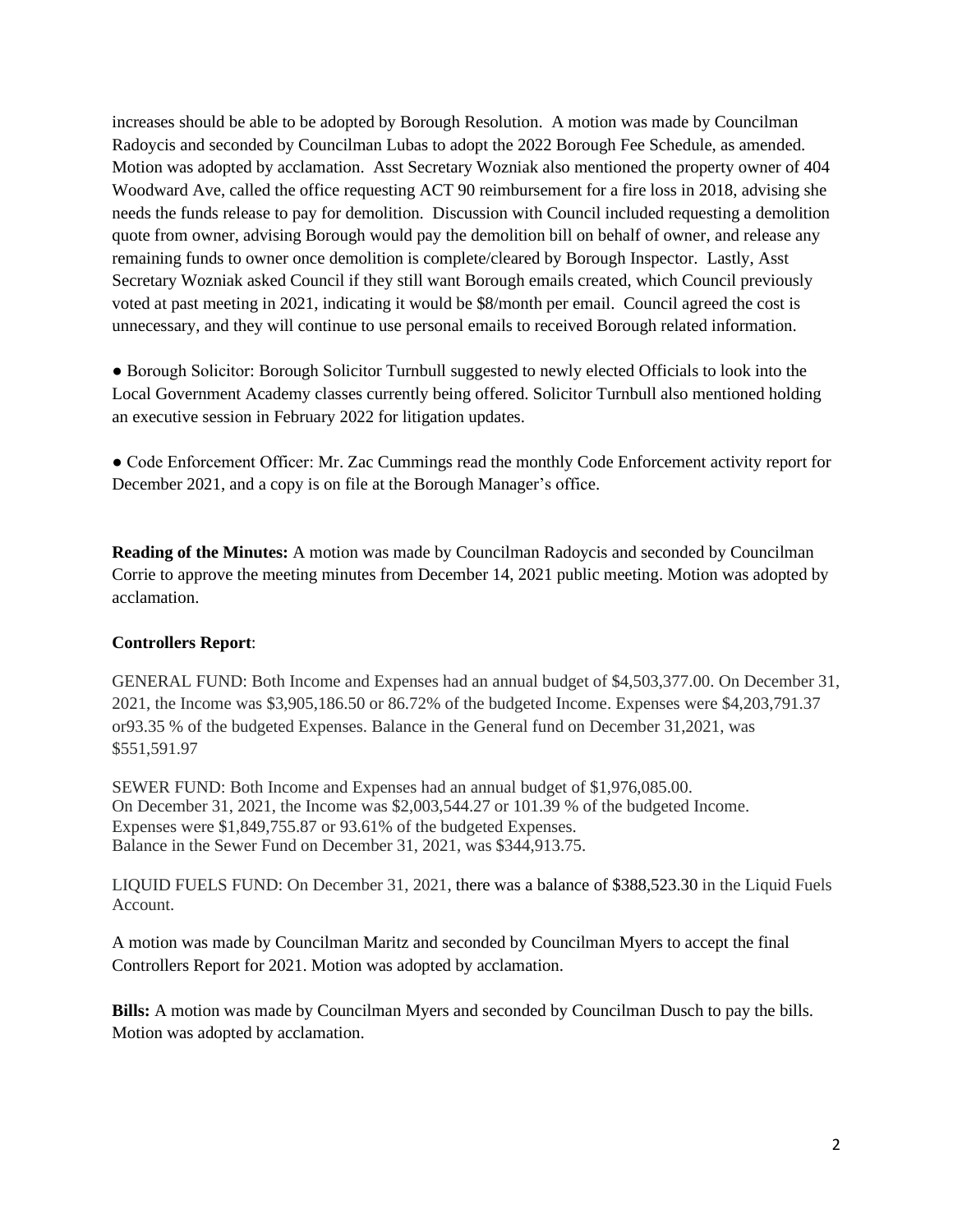increases should be able to be adopted by Borough Resolution. A motion was made by Councilman Radoycis and seconded by Councilman Lubas to adopt the 2022 Borough Fee Schedule, as amended. Motion was adopted by acclamation. Asst Secretary Wozniak also mentioned the property owner of 404 Woodward Ave, called the office requesting ACT 90 reimbursement for a fire loss in 2018, advising she needs the funds release to pay for demolition. Discussion with Council included requesting a demolition quote from owner, advising Borough would pay the demolition bill on behalf of owner, and release any remaining funds to owner once demolition is complete/cleared by Borough Inspector. Lastly, Asst Secretary Wozniak asked Council if they still want Borough emails created, which Council previously voted at past meeting in 2021, indicating it would be $8/month per email. Council agreed the cost is unnecessary, and they will continue to use personal emails to received Borough related information.

● Borough Solicitor: Borough Solicitor Turnbull suggested to newly elected Officials to look into the Local Government Academy classes currently being offered. Solicitor Turnbull also mentioned holding an executive session in February 2022 for litigation updates.

● Code Enforcement Officer: Mr. Zac Cummings read the monthly Code Enforcement activity report for December 2021, and a copy is on file at the Borough Manager's office.

**Reading of the Minutes:** A motion was made by Councilman Radoycis and seconded by Councilman Corrie to approve the meeting minutes from December 14, 2021 public meeting. Motion was adopted by acclamation.

**Controllers Report**:

GENERAL FUND: Both Income and Expenses had an annual budget of $4,503,377.00. On December 31, 2021, the Income was $3,905,186.50 or 86.72% of the budgeted Income. Expenses were $4,203,791.37 or93.35 % of the budgeted Expenses. Balance in the General fund on December 31,2021, was $551,591.97

SEWER FUND: Both Income and Expenses had an annual budget of $1,976,085.00.
On December 31, 2021, the Income was $2,003,544.27 or 101.39 % of the budgeted Income.
Expenses were $1,849,755.87 or 93.61% of the budgeted Expenses.
Balance in the Sewer Fund on December 31, 2021, was $344,913.75.

LIQUID FUELS FUND: On December 31, 2021, there was a balance of $388,523.30 in the Liquid Fuels Account.

A motion was made by Councilman Maritz and seconded by Councilman Myers to accept the final Controllers Report for 2021. Motion was adopted by acclamation.

**Bills:** A motion was made by Councilman Myers and seconded by Councilman Dusch to pay the bills. Motion was adopted by acclamation.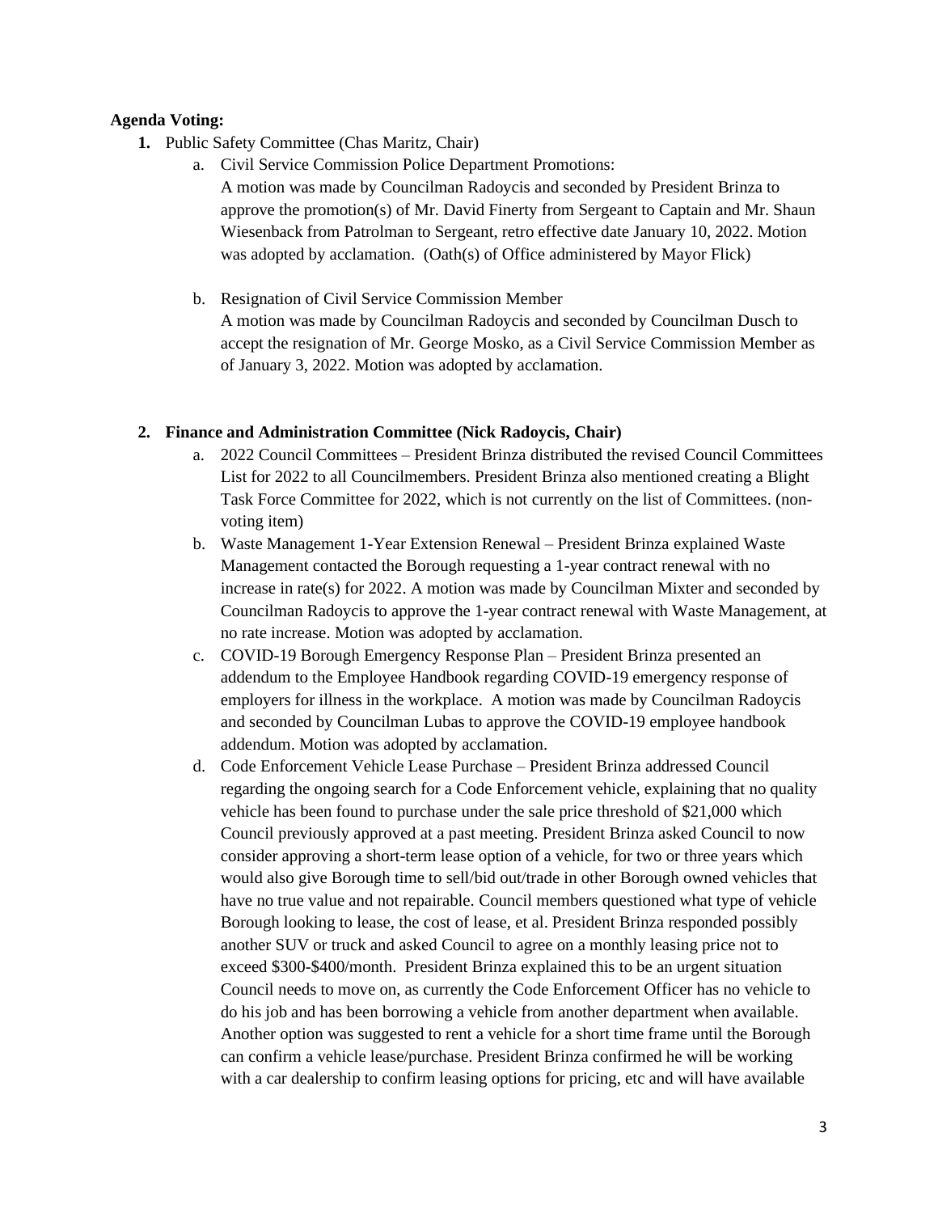**Agenda Voting:**

1. Public Safety Committee (Chas Maritz, Chair)
   a. Civil Service Commission Police Department Promotions:
      A motion was made by Councilman Radoycis and seconded by President Brinza to approve the promotion(s) of Mr. David Finerty from Sergeant to Captain and Mr. Shaun Wiesenback from Patrolman to Sergeant, retro effective date January 10, 2022. Motion was adopted by acclamation. (Oath(s) of Office administered by Mayor Flick)

   b. Resignation of Civil Service Commission Member
      A motion was made by Councilman Radoycis and seconded by Councilman Dusch to accept the resignation of Mr. George Mosko, as a Civil Service Commission Member as of January 3, 2022. Motion was adopted by acclamation.

2. **Finance and Administration Committee (Nick Radoycis, Chair)**
   a. 2022 Council Committees – President Brinza distributed the revised Council Committees List for 2022 to all Councilmembers. President Brinza also mentioned creating a Blight Task Force Committee for 2022, which is not currently on the list of Committees. (non-voting item)
   b. Waste Management 1-Year Extension Renewal – President Brinza explained Waste Management contacted the Borough requesting a 1-year contract renewal with no increase in rate(s) for 2022. A motion was made by Councilman Mixter and seconded by Councilman Radoycis to approve the 1-year contract renewal with Waste Management, at no rate increase. Motion was adopted by acclamation.
   c. COVID-19 Borough Emergency Response Plan – President Brinza presented an addendum to the Employee Handbook regarding COVID-19 emergency response of employers for illness in the workplace. A motion was made by Councilman Radoycis and seconded by Councilman Lubas to approve the COVID-19 employee handbook addendum. Motion was adopted by acclamation.
   d. Code Enforcement Vehicle Lease Purchase – President Brinza addressed Council regarding the ongoing search for a Code Enforcement vehicle, explaining that no quality vehicle has been found to purchase under the sale price threshold of $21,000 which Council previously approved at a past meeting. President Brinza asked Council to now consider approving a short-term lease option of a vehicle, for two or three years which would also give Borough time to sell/bid out/trade in other Borough owned vehicles that have no true value and not repairable. Council members questioned what type of vehicle Borough looking to lease, the cost of lease, et al. President Brinza responded possibly another SUV or truck and asked Council to agree on a monthly leasing price not to exceed $300-$400/month. President Brinza explained this to be an urgent situation Council needs to move on, as currently the Code Enforcement Officer has no vehicle to do his job and has been borrowing a vehicle from another department when available. Another option was suggested to rent a vehicle for a short time frame until the Borough can confirm a vehicle lease/purchase. President Brinza confirmed he will be working with a car dealership to confirm leasing options for pricing, etc and will have available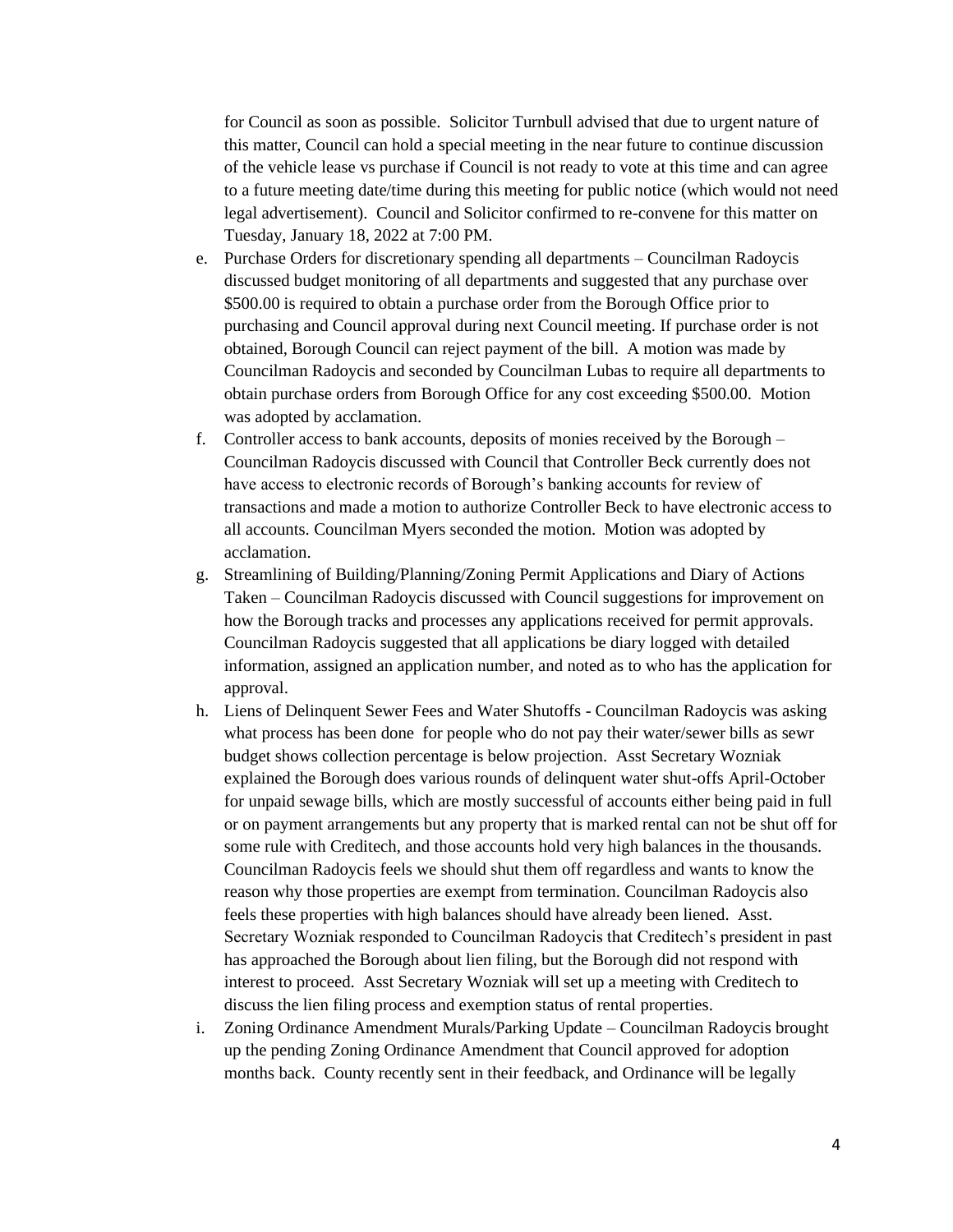for Council as soon as possible. Solicitor Turnbull advised that due to urgent nature of this matter, Council can hold a special meeting in the near future to continue discussion of the vehicle lease vs purchase if Council is not ready to vote at this time and can agree to a future meeting date/time during this meeting for public notice (which would not need legal advertisement). Council and Solicitor confirmed to re-convene for this matter on Tuesday, January 18, 2022 at 7:00 PM.

e. Purchase Orders for discretionary spending all departments – Councilman Radoycis discussed budget monitoring of all departments and suggested that any purchase over $500.00 is required to obtain a purchase order from the Borough Office prior to purchasing and Council approval during next Council meeting. If purchase order is not obtained, Borough Council can reject payment of the bill. A motion was made by Councilman Radoycis and seconded by Councilman Lubas to require all departments to obtain purchase orders from Borough Office for any cost exceeding $500.00. Motion was adopted by acclamation.

f. Controller access to bank accounts, deposits of monies received by the Borough – Councilman Radoycis discussed with Council that Controller Beck currently does not have access to electronic records of Borough's banking accounts for review of transactions and made a motion to authorize Controller Beck to have electronic access to all accounts. Councilman Myers seconded the motion. Motion was adopted by acclamation.

g. Streamlining of Building/Planning/Zoning Permit Applications and Diary of Actions Taken – Councilman Radoycis discussed with Council suggestions for improvement on how the Borough tracks and processes any applications received for permit approvals. Councilman Radoycis suggested that all applications be diary logged with detailed information, assigned an application number, and noted as to who has the application for approval.

h. Liens of Delinquent Sewer Fees and Water Shutoffs - Councilman Radoycis was asking what process has been done for people who do not pay their water/sewer bills as sewr budget shows collection percentage is below projection. Asst Secretary Wozniak explained the Borough does various rounds of delinquent water shut-offs April-October for unpaid sewage bills, which are mostly successful of accounts either being paid in full or on payment arrangements but any property that is marked rental can not be shut off for some rule with Creditech, and those accounts hold very high balances in the thousands. Councilman Radoycis feels we should shut them off regardless and wants to know the reason why those properties are exempt from termination. Councilman Radoycis also feels these properties with high balances should have already been liened. Asst. Secretary Wozniak responded to Councilman Radoycis that Creditech's president in past has approached the Borough about lien filing, but the Borough did not respond with interest to proceed. Asst Secretary Wozniak will set up a meeting with Creditech to discuss the lien filing process and exemption status of rental properties.

i. Zoning Ordinance Amendment Murals/Parking Update – Councilman Radoycis brought up the pending Zoning Ordinance Amendment that Council approved for adoption months back. County recently sent in their feedback, and Ordinance will be legally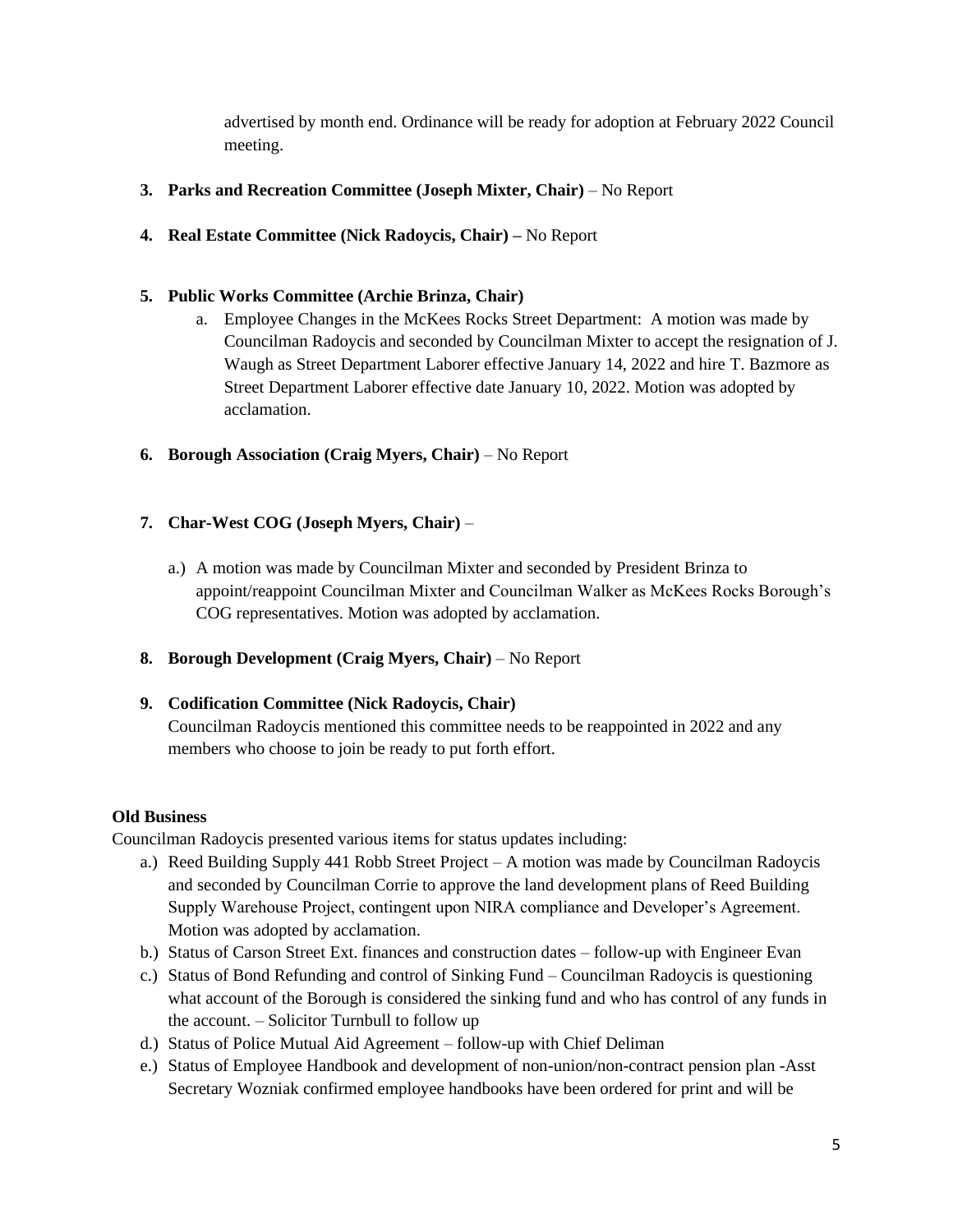advertised by month end. Ordinance will be ready for adoption at February 2022 Council meeting.

3. **Parks and Recreation Committee (Joseph Mixter, Chair)** – No Report

4. **Real Estate Committee (Nick Radoycis, Chair) –** No Report

5. **Public Works Committee (Archie Brinza, Chair)**
   a. Employee Changes in the McKees Rocks Street Department: A motion was made by Councilman Radoycis and seconded by Councilman Mixter to accept the resignation of J. Waugh as Street Department Laborer effective January 14, 2022 and hire T. Bazmore as Street Department Laborer effective date January 10, 2022. Motion was adopted by acclamation.

6. **Borough Association (Craig Myers, Chair)** – No Report

7. **Char-West COG (Joseph Myers, Chair)** –

   a.) A motion was made by Councilman Mixter and seconded by President Brinza to appoint/reappoint Councilman Mixter and Councilman Walker as McKees Rocks Borough's COG representatives. Motion was adopted by acclamation.

8. **Borough Development (Craig Myers, Chair)** – No Report

9. **Codification Committee (Nick Radoycis, Chair)**
   Councilman Radoycis mentioned this committee needs to be reappointed in 2022 and any members who choose to join be ready to put forth effort.

**Old Business**

Councilman Radoycis presented various items for status updates including:

a.) Reed Building Supply 441 Robb Street Project – A motion was made by Councilman Radoycis and seconded by Councilman Corrie to approve the land development plans of Reed Building Supply Warehouse Project, contingent upon NIRA compliance and Developer's Agreement. Motion was adopted by acclamation.

b.) Status of Carson Street Ext. finances and construction dates – follow-up with Engineer Evan

c.) Status of Bond Refunding and control of Sinking Fund – Councilman Radoycis is questioning what account of the Borough is considered the sinking fund and who has control of any funds in the account. – Solicitor Turnbull to follow up

d.) Status of Police Mutual Aid Agreement – follow-up with Chief Deliman

e.) Status of Employee Handbook and development of non-union/non-contract pension plan -Asst Secretary Wozniak confirmed employee handbooks have been ordered for print and will be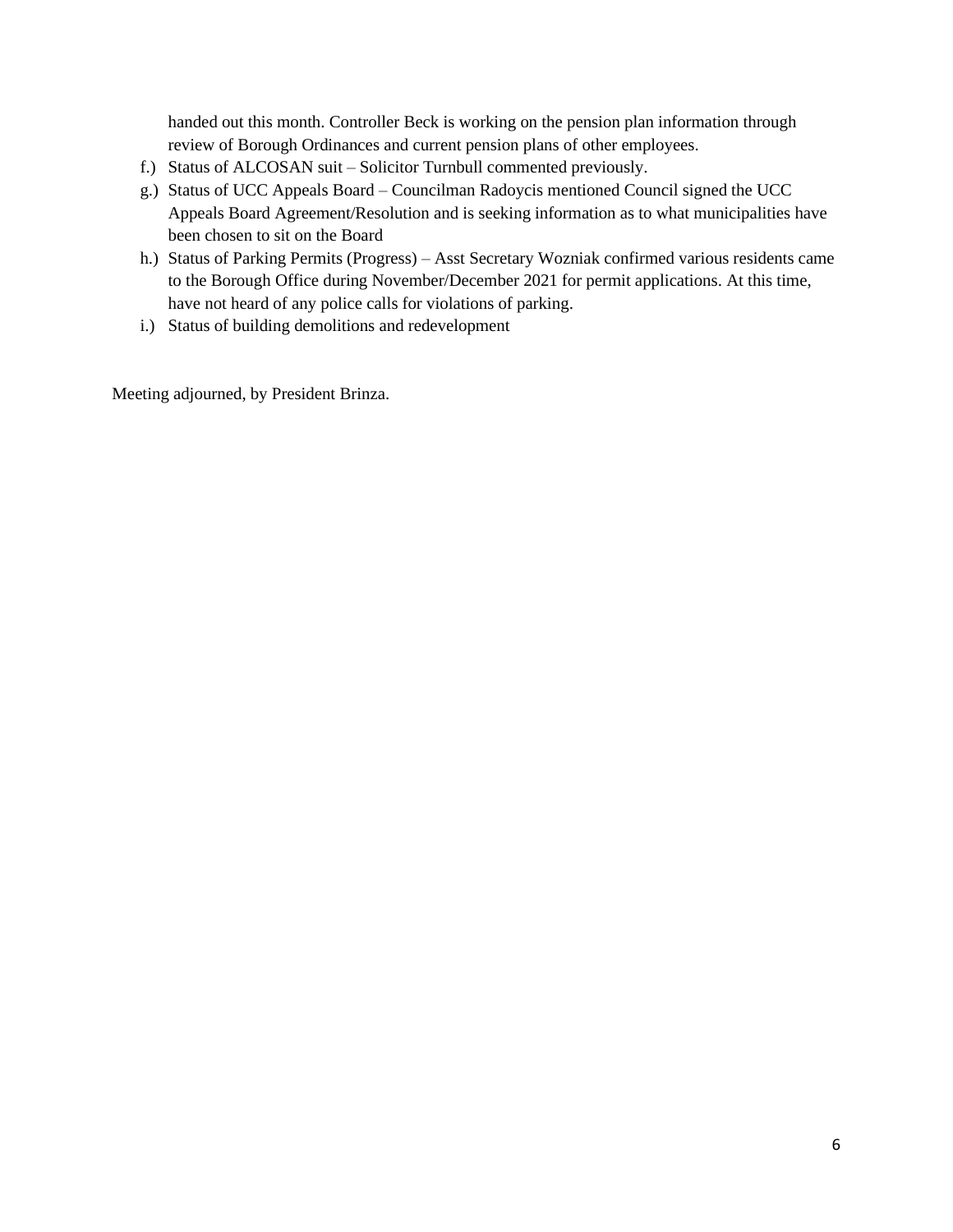handed out this month. Controller Beck is working on the pension plan information through review of Borough Ordinances and current pension plans of other employees.

f.) Status of ALCOSAN suit – Solicitor Turnbull commented previously.

g.) Status of UCC Appeals Board – Councilman Radoycis mentioned Council signed the UCC Appeals Board Agreement/Resolution and is seeking information as to what municipalities have been chosen to sit on the Board

h.) Status of Parking Permits (Progress) – Asst Secretary Wozniak confirmed various residents came to the Borough Office during November/December 2021 for permit applications. At this time, have not heard of any police calls for violations of parking.

i.) Status of building demolitions and redevelopment

Meeting adjourned, by President Brinza.